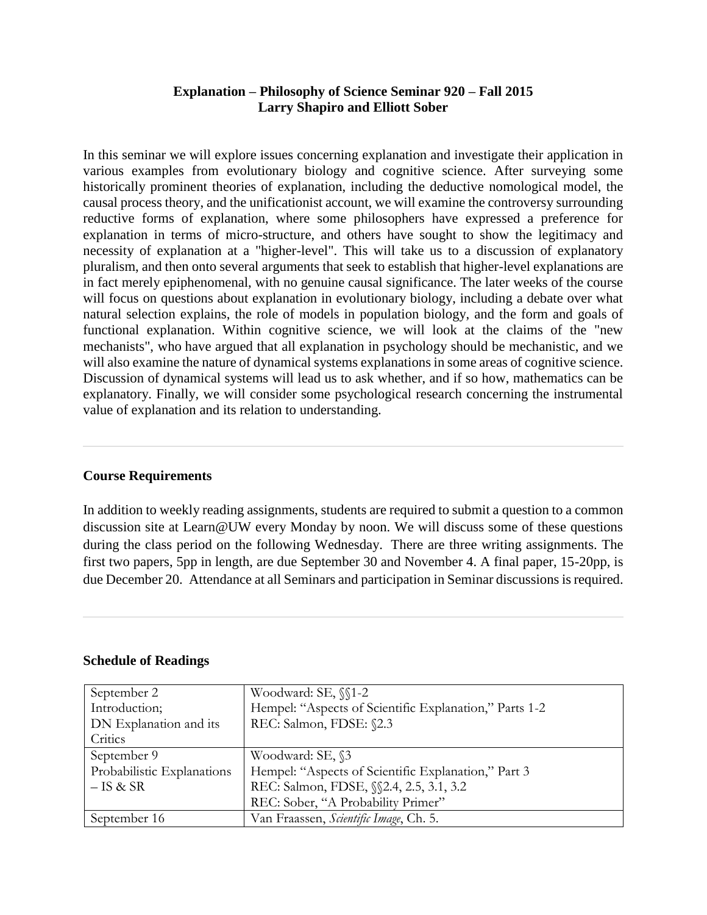**Explanation – Philosophy of Science Seminar 920 – Fall 2015**
**Larry Shapiro and Elliott Sober**

In this seminar we will explore issues concerning explanation and investigate their application in various examples from evolutionary biology and cognitive science. After surveying some historically prominent theories of explanation, including the deductive nomological model, the causal process theory, and the unificationist account, we will examine the controversy surrounding reductive forms of explanation, where some philosophers have expressed a preference for explanation in terms of micro-structure, and others have sought to show the legitimacy and necessity of explanation at a "higher-level". This will take us to a discussion of explanatory pluralism, and then onto several arguments that seek to establish that higher-level explanations are in fact merely epiphenomenal, with no genuine causal significance. The later weeks of the course will focus on questions about explanation in evolutionary biology, including a debate over what natural selection explains, the role of models in population biology, and the form and goals of functional explanation. Within cognitive science, we will look at the claims of the "new mechanists", who have argued that all explanation in psychology should be mechanistic, and we will also examine the nature of dynamical systems explanations in some areas of cognitive science. Discussion of dynamical systems will lead us to ask whether, and if so how, mathematics can be explanatory. Finally, we will consider some psychological research concerning the instrumental value of explanation and its relation to understanding.

---

### Course Requirements

In addition to weekly reading assignments, students are required to submit a question to a common discussion site at Learn@UW every Monday by noon. We will discuss some of these questions during the class period on the following Wednesday. There are three writing assignments. The first two papers, 5pp in length, are due September 30 and November 4. A final paper, 15-20pp, is due December 20. Attendance at all Seminars and participation in Seminar discussions is required.

---

### Schedule of Readings

| | |
|---|---|
| September 2<br>Introduction;<br>DN Explanation and its Critics | Woodward: SE, §§1-2<br>Hempel: "Aspects of Scientific Explanation," Parts 1-2<br>REC: Salmon, FDSE: §2.3 |
| September 9<br>Probabilistic Explanations – IS & SR | Woodward: SE, §3<br>Hempel: "Aspects of Scientific Explanation," Part 3<br>REC: Salmon, FDSE, §§2.4, 2.5, 3.1, 3.2<br>REC: Sober, "A Probability Primer" |
| September 16 | Van Fraassen, *Scientific Image*, Ch. 5. |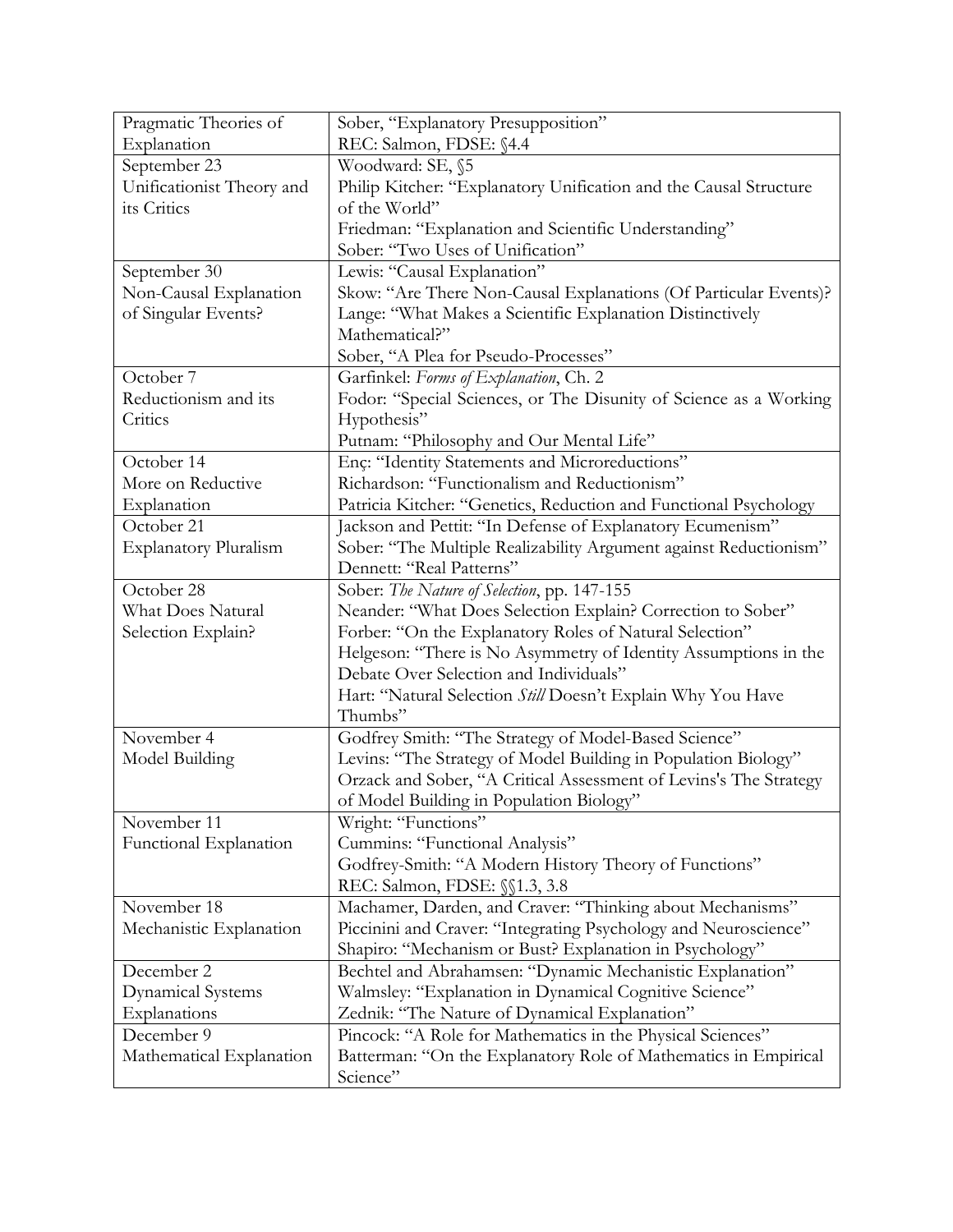| Pragmatic Theories of Explanation | Sober, "Explanatory Presupposition"<br>REC: Salmon, FDSE: §4.4 |
|---|---|
| September 23<br>Unificationist Theory and its Critics | Woodward: SE, §5<br>Philip Kitcher: "Explanatory Unification and the Causal Structure of the World"<br>Friedman: "Explanation and Scientific Understanding"<br>Sober: "Two Uses of Unification" |
| September 30<br>Non-Causal Explanation of Singular Events? | Lewis: "Causal Explanation"<br>Skow: "Are There Non-Causal Explanations (Of Particular Events)?<br>Lange: "What Makes a Scientific Explanation Distinctively Mathematical?"<br>Sober, "A Plea for Pseudo-Processes" |
| October 7<br>Reductionism and its Critics | Garfinkel: *Forms of Explanation*, Ch. 2<br>Fodor: "Special Sciences, or The Disunity of Science as a Working Hypothesis"<br>Putnam: "Philosophy and Our Mental Life" |
| October 14<br>More on Reductive Explanation | Enç: "Identity Statements and Microreductions"<br>Richardson: "Functionalism and Reductionism"<br>Patricia Kitcher: "Genetics, Reduction and Functional Psychology |
| October 21<br>Explanatory Pluralism | Jackson and Pettit: "In Defense of Explanatory Ecumenism"<br>Sober: "The Multiple Realizability Argument against Reductionism"<br>Dennett: "Real Patterns" |
| October 28<br>What Does Natural Selection Explain? | Sober: *The Nature of Selection*, pp. 147-155<br>Neander: "What Does Selection Explain? Correction to Sober"<br>Forber: "On the Explanatory Roles of Natural Selection"<br>Helgeson: "There is No Asymmetry of Identity Assumptions in the Debate Over Selection and Individuals"<br>Hart: "Natural Selection *Still* Doesn't Explain Why You Have Thumbs" |
| November 4<br>Model Building | Godfrey Smith: "The Strategy of Model-Based Science"<br>Levins: "The Strategy of Model Building in Population Biology"<br>Orzack and Sober, "A Critical Assessment of Levins's The Strategy of Model Building in Population Biology" |
| November 11<br>Functional Explanation | Wright: "Functions"<br>Cummins: "Functional Analysis"<br>Godfrey-Smith: "A Modern History Theory of Functions"<br>REC: Salmon, FDSE: §§1.3, 3.8 |
| November 18<br>Mechanistic Explanation | Machamer, Darden, and Craver: "Thinking about Mechanisms"<br>Piccinini and Craver: "Integrating Psychology and Neuroscience"<br>Shapiro: "Mechanism or Bust? Explanation in Psychology" |
| December 2<br>Dynamical Systems Explanations | Bechtel and Abrahamsen: "Dynamic Mechanistic Explanation"<br>Walmsley: "Explanation in Dynamical Cognitive Science"<br>Zednik: "The Nature of Dynamical Explanation" |
| December 9<br>Mathematical Explanation | Pincock: "A Role for Mathematics in the Physical Sciences"<br>Batterman: "On the Explanatory Role of Mathematics in Empirical Science" |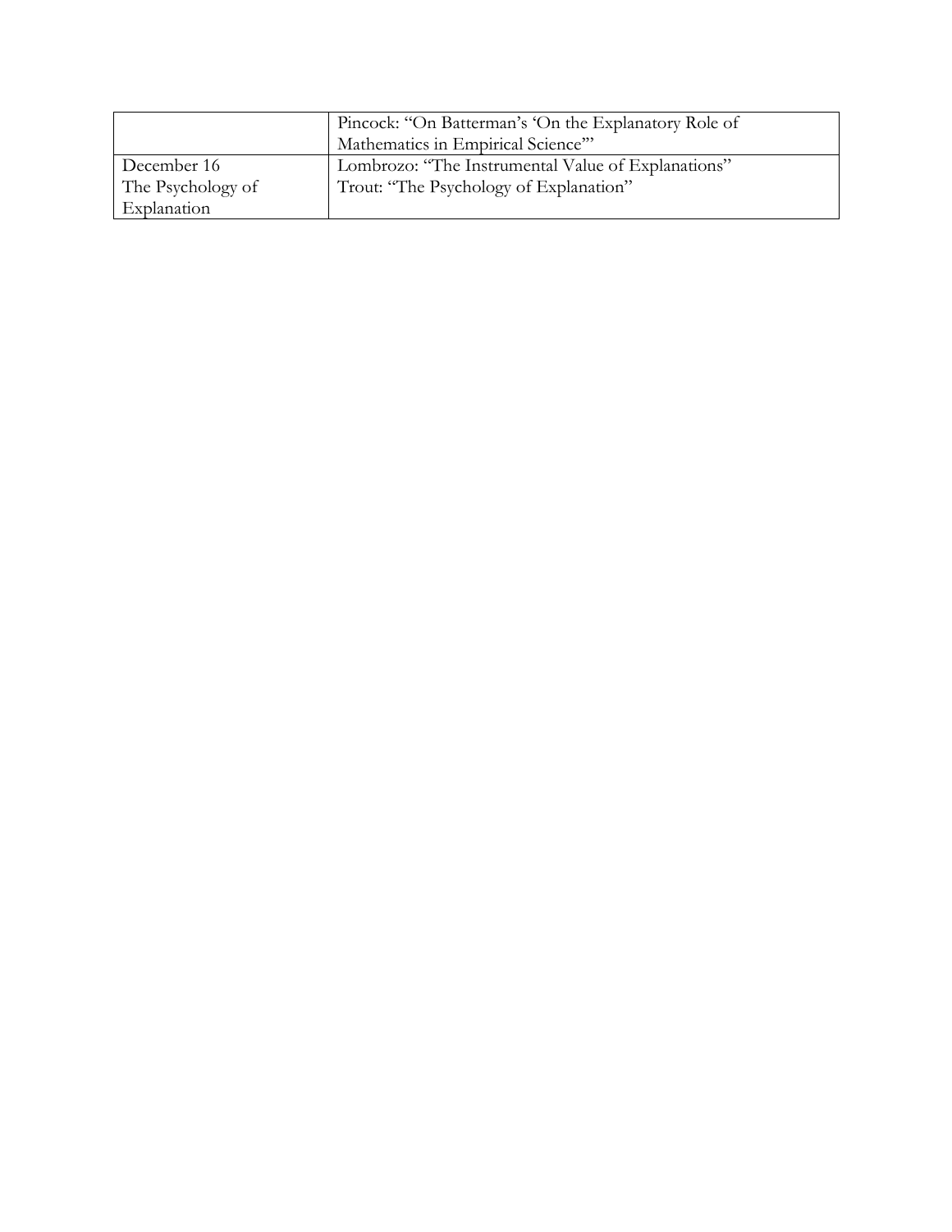| | |
|---|---|
| | Pincock: "On Batterman's 'On the Explanatory Role of Mathematics in Empirical Science'" |
| December 16 The Psychology of Explanation | Lombrozo: "The Instrumental Value of Explanations" Trout: "The Psychology of Explanation" |